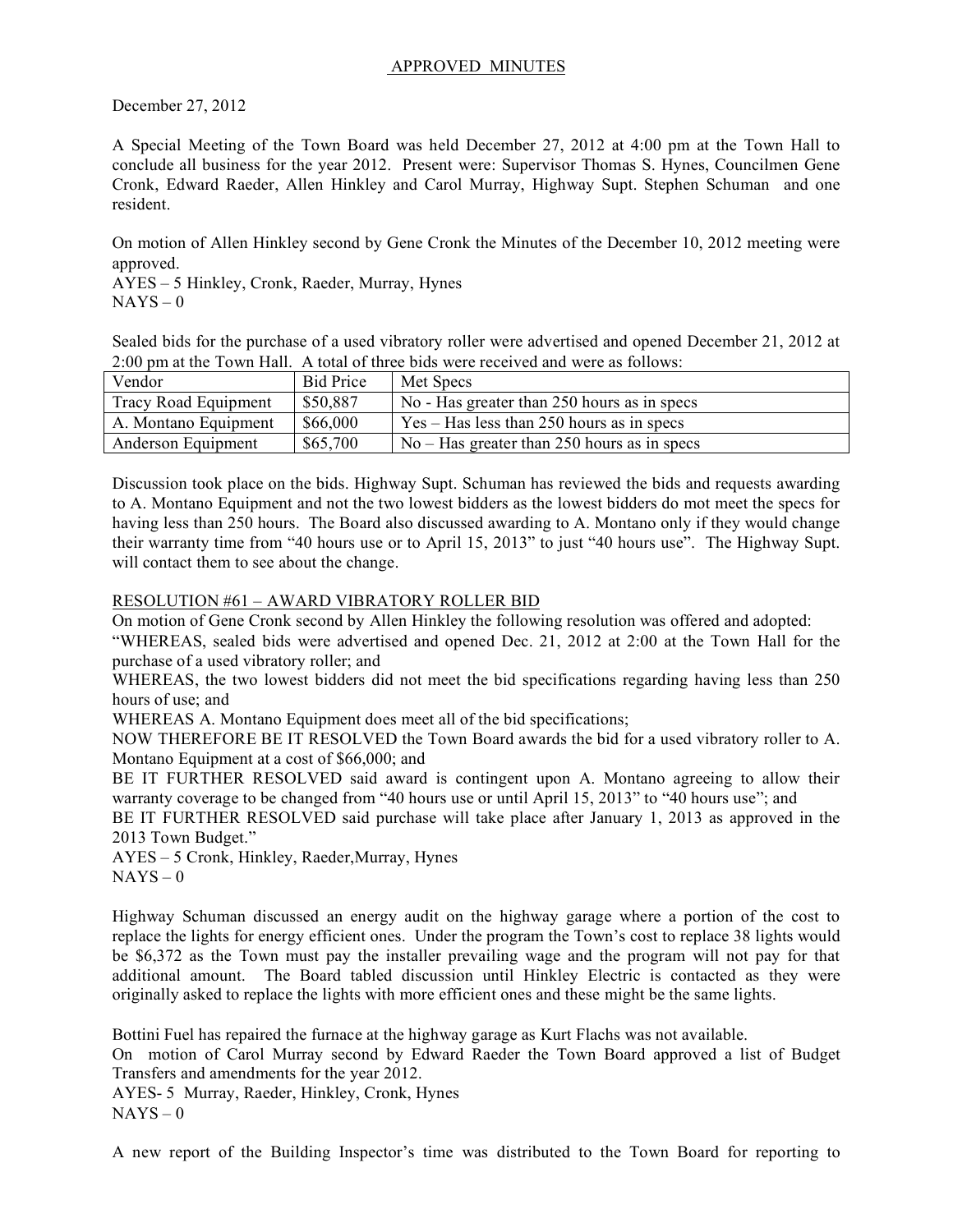# APPROVED MINUTES

December 27, 2012

A Special Meeting of the Town Board was held December 27, 2012 at 4:00 pm at the Town Hall to conclude all business for the year 2012. Present were: Supervisor Thomas S. Hynes, Councilmen Gene Cronk, Edward Raeder, Allen Hinkley and Carol Murray, Highway Supt. Stephen Schuman and one resident.

On motion of Allen Hinkley second by Gene Cronk the Minutes of the December 10, 2012 meeting were approved.
AYES – 5 Hinkley, Cronk, Raeder, Murray, Hynes
NAYS – 0

Sealed bids for the purchase of a used vibratory roller were advertised and opened December 21, 2012 at 2:00 pm at the Town Hall. A total of three bids were received and were as follows:

| Vendor | Bid Price | Met Specs |
|---|---|---|
| Tracy Road Equipment | $50,887 | No - Has greater than 250 hours as in specs |
| A. Montano Equipment | $66,000 | Yes – Has less than 250 hours as in specs |
| Anderson Equipment | $65,700 | No – Has greater than 250 hours as in specs |

Discussion took place on the bids. Highway Supt. Schuman has reviewed the bids and requests awarding to A. Montano Equipment and not the two lowest bidders as the lowest bidders do mot meet the specs for having less than 250 hours. The Board also discussed awarding to A. Montano only if they would change their warranty time from "40 hours use or to April 15, 2013" to just "40 hours use". The Highway Supt. will contact them to see about the change.

## RESOLUTION #61 – AWARD VIBRATORY ROLLER BID

On motion of Gene Cronk second by Allen Hinkley the following resolution was offered and adopted:
"WHEREAS, sealed bids were advertised and opened Dec. 21, 2012 at 2:00 at the Town Hall for the purchase of a used vibratory roller; and
WHEREAS, the two lowest bidders did not meet the bid specifications regarding having less than 250 hours of use; and
WHEREAS A. Montano Equipment does meet all of the bid specifications;
NOW THEREFORE BE IT RESOLVED the Town Board awards the bid for a used vibratory roller to A. Montano Equipment at a cost of $66,000; and
BE IT FURTHER RESOLVED said award is contingent upon A. Montano agreeing to allow their warranty coverage to be changed from "40 hours use or until April 15, 2013" to "40 hours use"; and
BE IT FURTHER RESOLVED said purchase will take place after January 1, 2013 as approved in the 2013 Town Budget."
AYES – 5 Cronk, Hinkley, Raeder,Murray, Hynes
NAYS – 0

Highway Schuman discussed an energy audit on the highway garage where a portion of the cost to replace the lights for energy efficient ones. Under the program the Town's cost to replace 38 lights would be $6,372 as the Town must pay the installer prevailing wage and the program will not pay for that additional amount. The Board tabled discussion until Hinkley Electric is contacted as they were originally asked to replace the lights with more efficient ones and these might be the same lights.

Bottini Fuel has repaired the furnace at the highway garage as Kurt Flachs was not available.
On motion of Carol Murray second by Edward Raeder the Town Board approved a list of Budget Transfers and amendments for the year 2012.
AYES- 5 Murray, Raeder, Hinkley, Cronk, Hynes
NAYS – 0

A new report of the Building Inspector's time was distributed to the Town Board for reporting to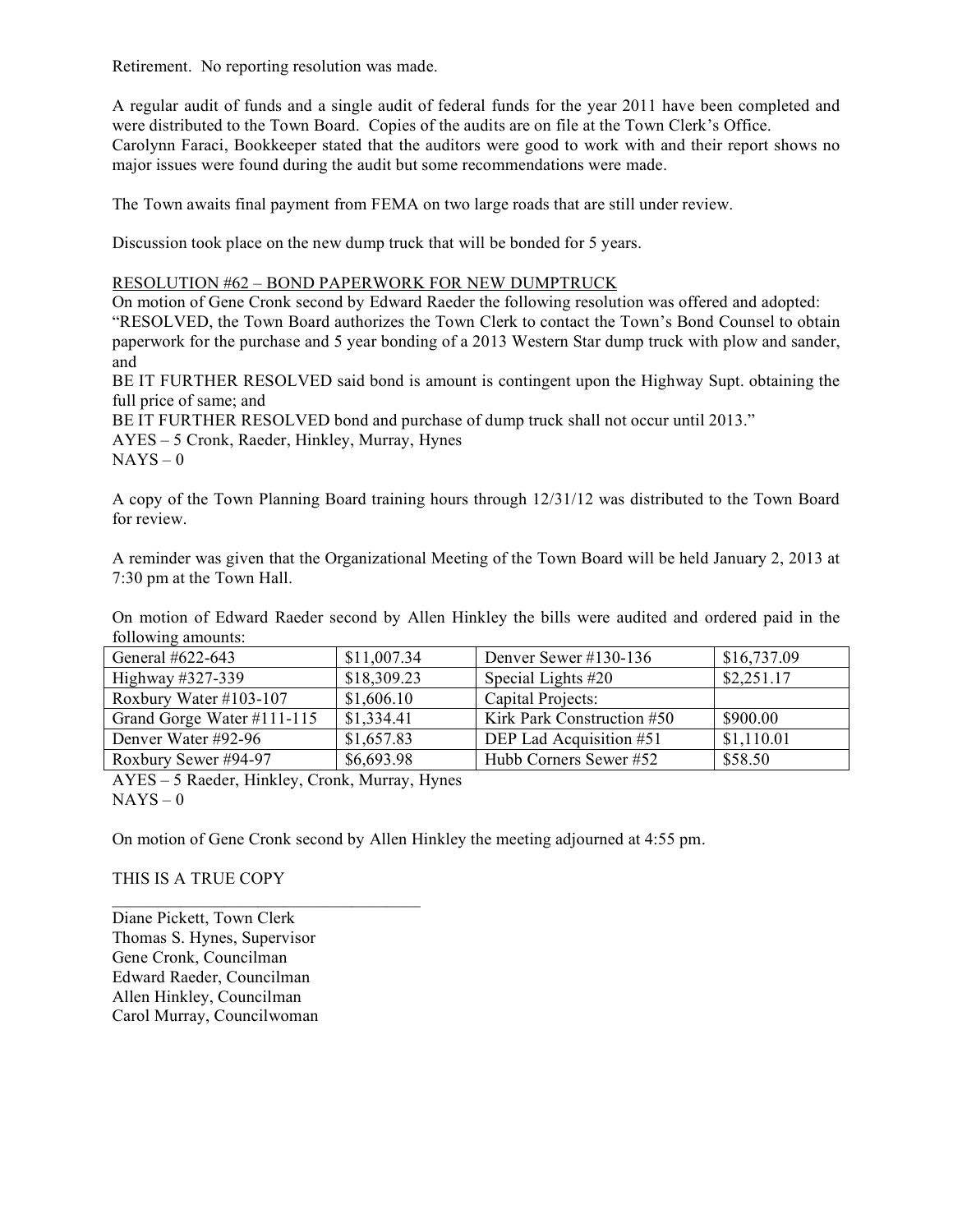Retirement. No reporting resolution was made.

A regular audit of funds and a single audit of federal funds for the year 2011 have been completed and were distributed to the Town Board. Copies of the audits are on file at the Town Clerk's Office. Carolynn Faraci, Bookkeeper stated that the auditors were good to work with and their report shows no major issues were found during the audit but some recommendations were made.

The Town awaits final payment from FEMA on two large roads that are still under review.

Discussion took place on the new dump truck that will be bonded for 5 years.

RESOLUTION #62 – BOND PAPERWORK FOR NEW DUMPTRUCK

On motion of Gene Cronk second by Edward Raeder the following resolution was offered and adopted: "RESOLVED, the Town Board authorizes the Town Clerk to contact the Town's Bond Counsel to obtain paperwork for the purchase and 5 year bonding of a 2013 Western Star dump truck with plow and sander, and

BE IT FURTHER RESOLVED said bond is amount is contingent upon the Highway Supt. obtaining the full price of same; and

BE IT FURTHER RESOLVED bond and purchase of dump truck shall not occur until 2013."

AYES – 5 Cronk, Raeder, Hinkley, Murray, Hynes

NAYS – 0

A copy of the Town Planning Board training hours through 12/31/12 was distributed to the Town Board for review.

A reminder was given that the Organizational Meeting of the Town Board will be held January 2, 2013 at 7:30 pm at the Town Hall.

On motion of Edward Raeder second by Allen Hinkley the bills were audited and ordered paid in the following amounts:

| | | | |
|---|---|---|---|
| General #622-643 | $11,007.34 | Denver Sewer #130-136 | $16,737.09 |
| Highway #327-339 | $18,309.23 | Special Lights #20 | $2,251.17 |
| Roxbury Water #103-107 | $1,606.10 | Capital Projects: | |
| Grand Gorge Water #111-115 | $1,334.41 | Kirk Park Construction #50 | $900.00 |
| Denver Water #92-96 | $1,657.83 | DEP Lad Acquisition #51 | $1,110.01 |
| Roxbury Sewer #94-97 | $6,693.98 | Hubb Corners Sewer #52 | $58.50 |

AYES – 5 Raeder, Hinkley, Cronk, Murray, Hynes

NAYS – 0

On motion of Gene Cronk second by Allen Hinkley the meeting adjourned at 4:55 pm.

THIS IS A TRUE COPY

\_\_\_\_\_\_\_\_\_\_\_\_\_\_\_\_\_\_\_\_\_\_\_\_\_\_\_\_\_\_\_\_\_\_\_\_

Diane Pickett, Town Clerk
Thomas S. Hynes, Supervisor
Gene Cronk, Councilman
Edward Raeder, Councilman
Allen Hinkley, Councilman
Carol Murray, Councilwoman